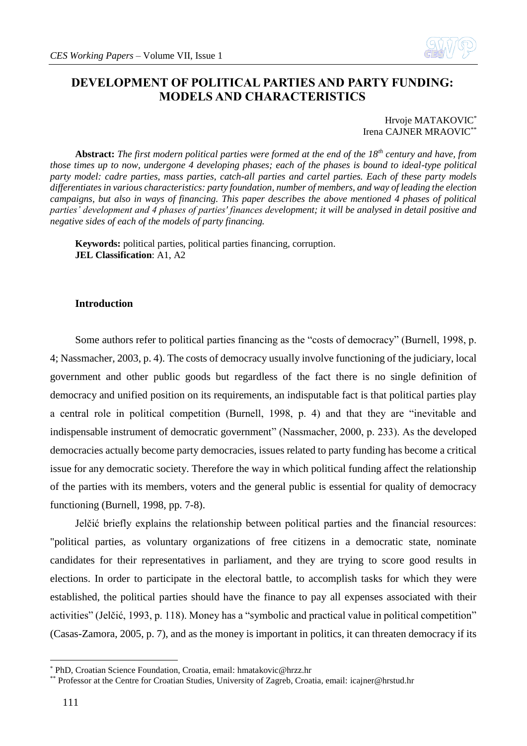# DEVELOPMENT OF POLITICAL PARTIES AND PARTY FUNDING: MODELS AND CHARACTERISTICS

Hrvoje MATAKOVIC[*]
Irena CAJNER MRAOVIC[**]

**Abstract:** *The first modern political parties were formed at the end of the 18th century and have, from those times up to now, undergone 4 developing phases; each of the phases is bound to ideal-type political party model: cadre parties, mass parties, catch-all parties and cartel parties. Each of these party models differentiates in various characteristics: party foundation, number of members, and way of leading the election campaigns, but also in ways of financing. This paper describes the above mentioned 4 phases of political parties' development and 4 phases of parties' finances development; it will be analysed in detail positive and negative sides of each of the models of party financing.*

**Keywords:** political parties, political parties financing, corruption.
**JEL Classification**: A1, A2

## Introduction

Some authors refer to political parties financing as the "costs of democracy" (Burnell, 1998, p. 4; Nassmacher, 2003, p. 4). The costs of democracy usually involve functioning of the judiciary, local government and other public goods but regardless of the fact there is no single definition of democracy and unified position on its requirements, an indisputable fact is that political parties play a central role in political competition (Burnell, 1998, p. 4) and that they are "inevitable and indispensable instrument of democratic government" (Nassmacher, 2000, p. 233). As the developed democracies actually become party democracies, issues related to party funding has become a critical issue for any democratic society. Therefore the way in which political funding affect the relationship of the parties with its members, voters and the general public is essential for quality of democracy functioning (Burnell, 1998, pp. 7-8).

Jelčić briefly explains the relationship between political parties and the financial resources: "political parties, as voluntary organizations of free citizens in a democratic state, nominate candidates for their representatives in parliament, and they are trying to score good results in elections. In order to participate in the electoral battle, to accomplish tasks for which they were established, the political parties should have the finance to pay all expenses associated with their activities" (Jelčić, 1993, p. 118). Money has a "symbolic and practical value in political competition" (Casas-Zamora, 2005, p. 7), and as the money is important in politics, it can threaten democracy if its

[*] PhD, Croatian Science Foundation, Croatia, email: hmatakovic@hrzz.hr

[**] Professor at the Centre for Croatian Studies, University of Zagreb, Croatia, email: icajner@hrstud.hr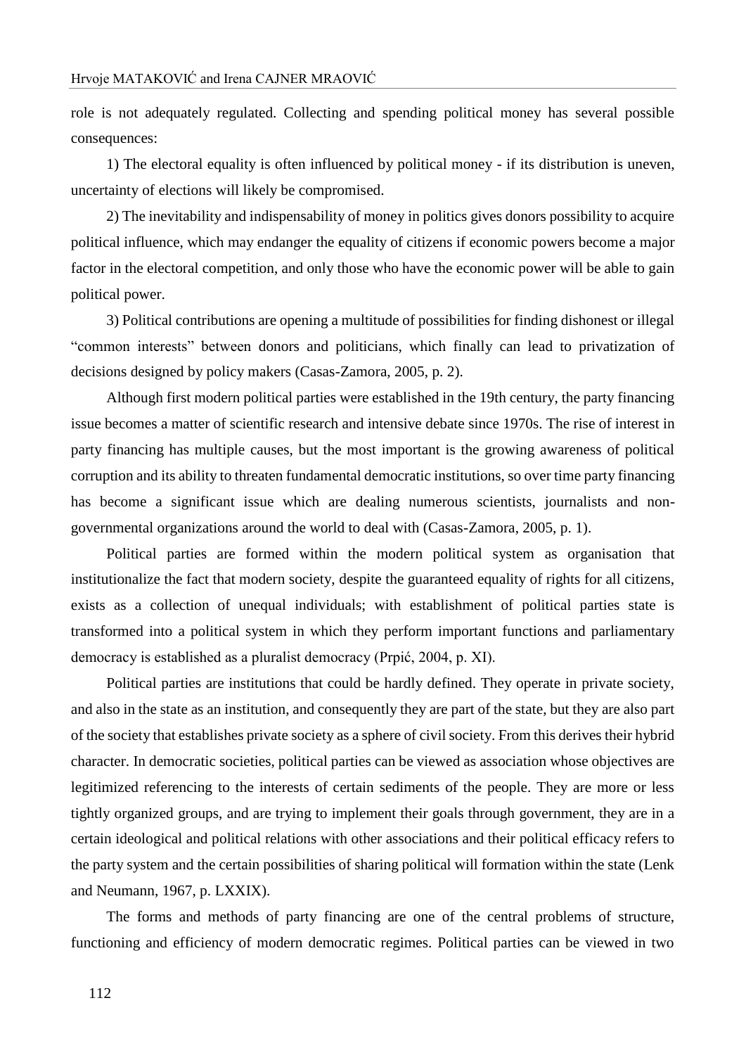role is not adequately regulated. Collecting and spending political money has several possible consequences:

1) The electoral equality is often influenced by political money - if its distribution is uneven, uncertainty of elections will likely be compromised.

2) The inevitability and indispensability of money in politics gives donors possibility to acquire political influence, which may endanger the equality of citizens if economic powers become a major factor in the electoral competition, and only those who have the economic power will be able to gain political power.

3) Political contributions are opening a multitude of possibilities for finding dishonest or illegal "common interests" between donors and politicians, which finally can lead to privatization of decisions designed by policy makers (Casas-Zamora, 2005, p. 2).

Although first modern political parties were established in the 19th century, the party financing issue becomes a matter of scientific research and intensive debate since 1970s. The rise of interest in party financing has multiple causes, but the most important is the growing awareness of political corruption and its ability to threaten fundamental democratic institutions, so over time party financing has become a significant issue which are dealing numerous scientists, journalists and non-governmental organizations around the world to deal with (Casas-Zamora, 2005, p. 1).

Political parties are formed within the modern political system as organisation that institutionalize the fact that modern society, despite the guaranteed equality of rights for all citizens, exists as a collection of unequal individuals; with establishment of political parties state is transformed into a political system in which they perform important functions and parliamentary democracy is established as a pluralist democracy (Prpić, 2004, p. XI).

Political parties are institutions that could be hardly defined. They operate in private society, and also in the state as an institution, and consequently they are part of the state, but they are also part of the society that establishes private society as a sphere of civil society. From this derives their hybrid character. In democratic societies, political parties can be viewed as association whose objectives are legitimized referencing to the interests of certain sediments of the people. They are more or less tightly organized groups, and are trying to implement their goals through government, they are in a certain ideological and political relations with other associations and their political efficacy refers to the party system and the certain possibilities of sharing political will formation within the state (Lenk and Neumann, 1967, p. LXXIX).

The forms and methods of party financing are one of the central problems of structure, functioning and efficiency of modern democratic regimes. Political parties can be viewed in two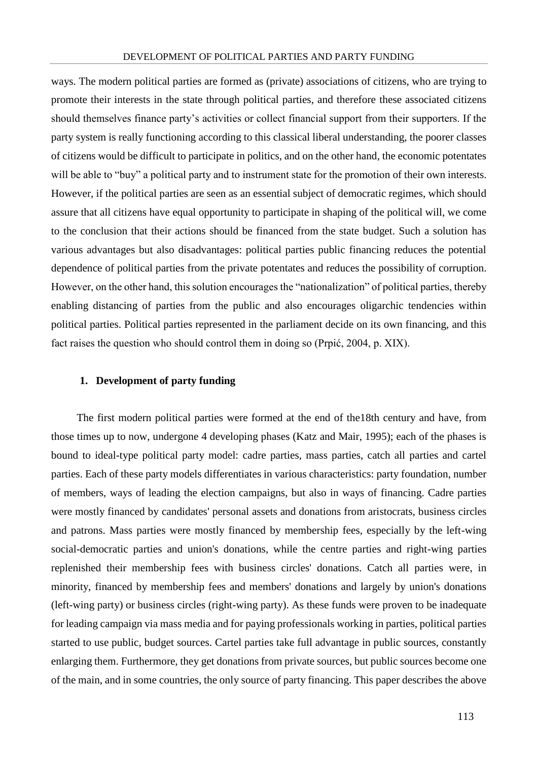ways. The modern political parties are formed as (private) associations of citizens, who are trying to promote their interests in the state through political parties, and therefore these associated citizens should themselves finance party's activities or collect financial support from their supporters. If the party system is really functioning according to this classical liberal understanding, the poorer classes of citizens would be difficult to participate in politics, and on the other hand, the economic potentates will be able to "buy" a political party and to instrument state for the promotion of their own interests. However, if the political parties are seen as an essential subject of democratic regimes, which should assure that all citizens have equal opportunity to participate in shaping of the political will, we come to the conclusion that their actions should be financed from the state budget. Such a solution has various advantages but also disadvantages: political parties public financing reduces the potential dependence of political parties from the private potentates and reduces the possibility of corruption. However, on the other hand, this solution encourages the "nationalization" of political parties, thereby enabling distancing of parties from the public and also encourages oligarchic tendencies within political parties. Political parties represented in the parliament decide on its own financing, and this fact raises the question who should control them in doing so (Prpić, 2004, p. XIX).

## 1. Development of party funding

The first modern political parties were formed at the end of the18th century and have, from those times up to now, undergone 4 developing phases (Katz and Mair, 1995); each of the phases is bound to ideal-type political party model: cadre parties, mass parties, catch all parties and cartel parties. Each of these party models differentiates in various characteristics: party foundation, number of members, ways of leading the election campaigns, but also in ways of financing. Cadre parties were mostly financed by candidates' personal assets and donations from aristocrats, business circles and patrons. Mass parties were mostly financed by membership fees, especially by the left-wing social-democratic parties and union's donations, while the centre parties and right-wing parties replenished their membership fees with business circles' donations. Catch all parties were, in minority, financed by membership fees and members' donations and largely by union's donations (left-wing party) or business circles (right-wing party). As these funds were proven to be inadequate for leading campaign via mass media and for paying professionals working in parties, political parties started to use public, budget sources. Cartel parties take full advantage in public sources, constantly enlarging them. Furthermore, they get donations from private sources, but public sources become one of the main, and in some countries, the only source of party financing. This paper describes the above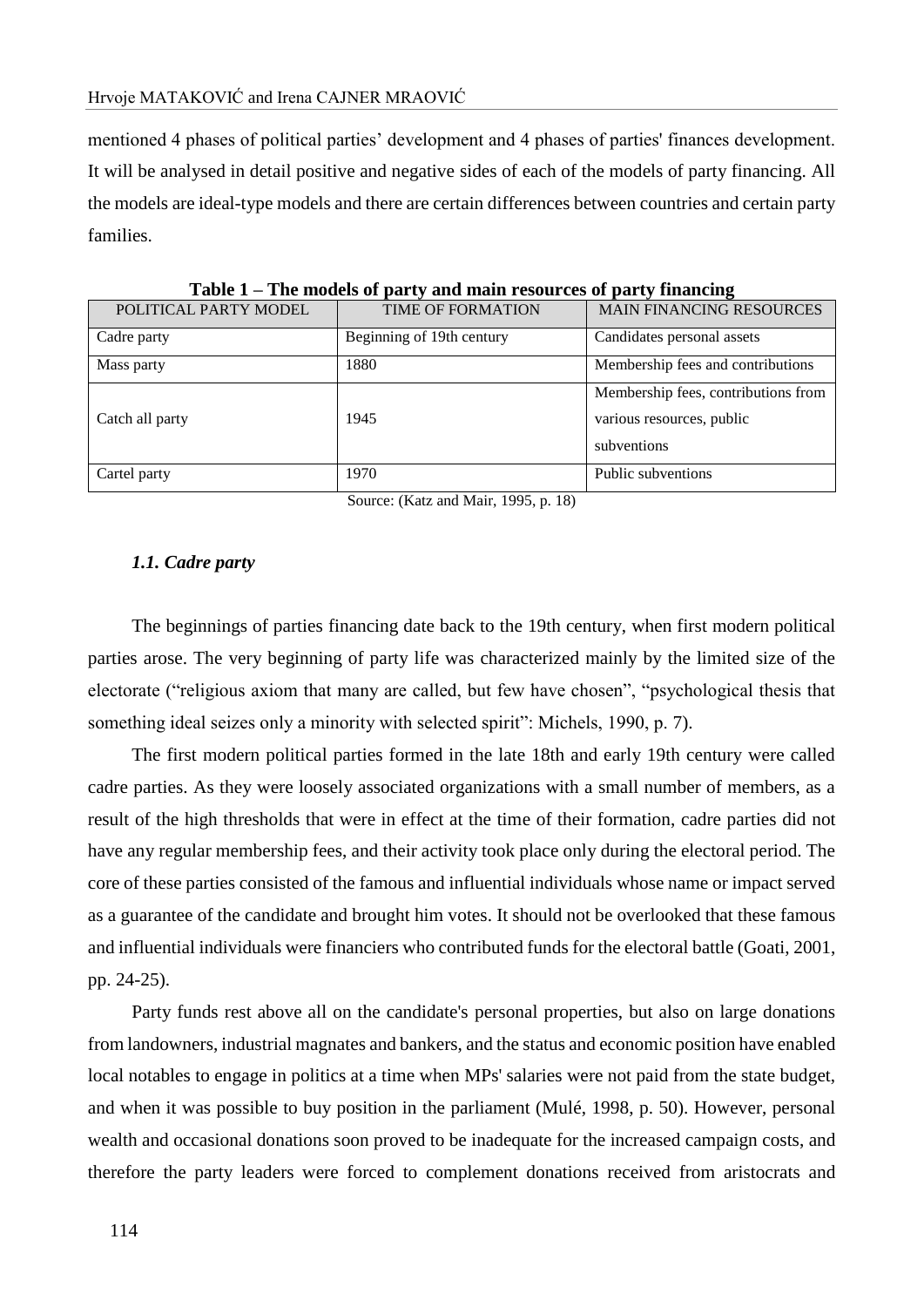mentioned 4 phases of political parties' development and 4 phases of parties' finances development. It will be analysed in detail positive and negative sides of each of the models of party financing. All the models are ideal-type models and there are certain differences between countries and certain party families.

**Table 1 – The models of party and main resources of party financing**

| POLITICAL PARTY MODEL | TIME OF FORMATION | MAIN FINANCING RESOURCES |
|---|---|---|
| Cadre party | Beginning of 19th century | Candidates personal assets |
| Mass party | 1880 | Membership fees and contributions |
| Catch all party | 1945 | Membership fees, contributions from various resources, public subventions |
| Cartel party | 1970 | Public subventions |

Source: (Katz and Mair, 1995, p. 18)

### *1.1. Cadre party*

The beginnings of parties financing date back to the 19th century, when first modern political parties arose. The very beginning of party life was characterized mainly by the limited size of the electorate ("religious axiom that many are called, but few have chosen", "psychological thesis that something ideal seizes only a minority with selected spirit": Michels, 1990, p. 7).

The first modern political parties formed in the late 18th and early 19th century were called cadre parties. As they were loosely associated organizations with a small number of members, as a result of the high thresholds that were in effect at the time of their formation, cadre parties did not have any regular membership fees, and their activity took place only during the electoral period. The core of these parties consisted of the famous and influential individuals whose name or impact served as a guarantee of the candidate and brought him votes. It should not be overlooked that these famous and influential individuals were financiers who contributed funds for the electoral battle (Goati, 2001, pp. 24-25).

Party funds rest above all on the candidate's personal properties, but also on large donations from landowners, industrial magnates and bankers, and the status and economic position have enabled local notables to engage in politics at a time when MPs' salaries were not paid from the state budget, and when it was possible to buy position in the parliament (Mulé, 1998, p. 50). However, personal wealth and occasional donations soon proved to be inadequate for the increased campaign costs, and therefore the party leaders were forced to complement donations received from aristocrats and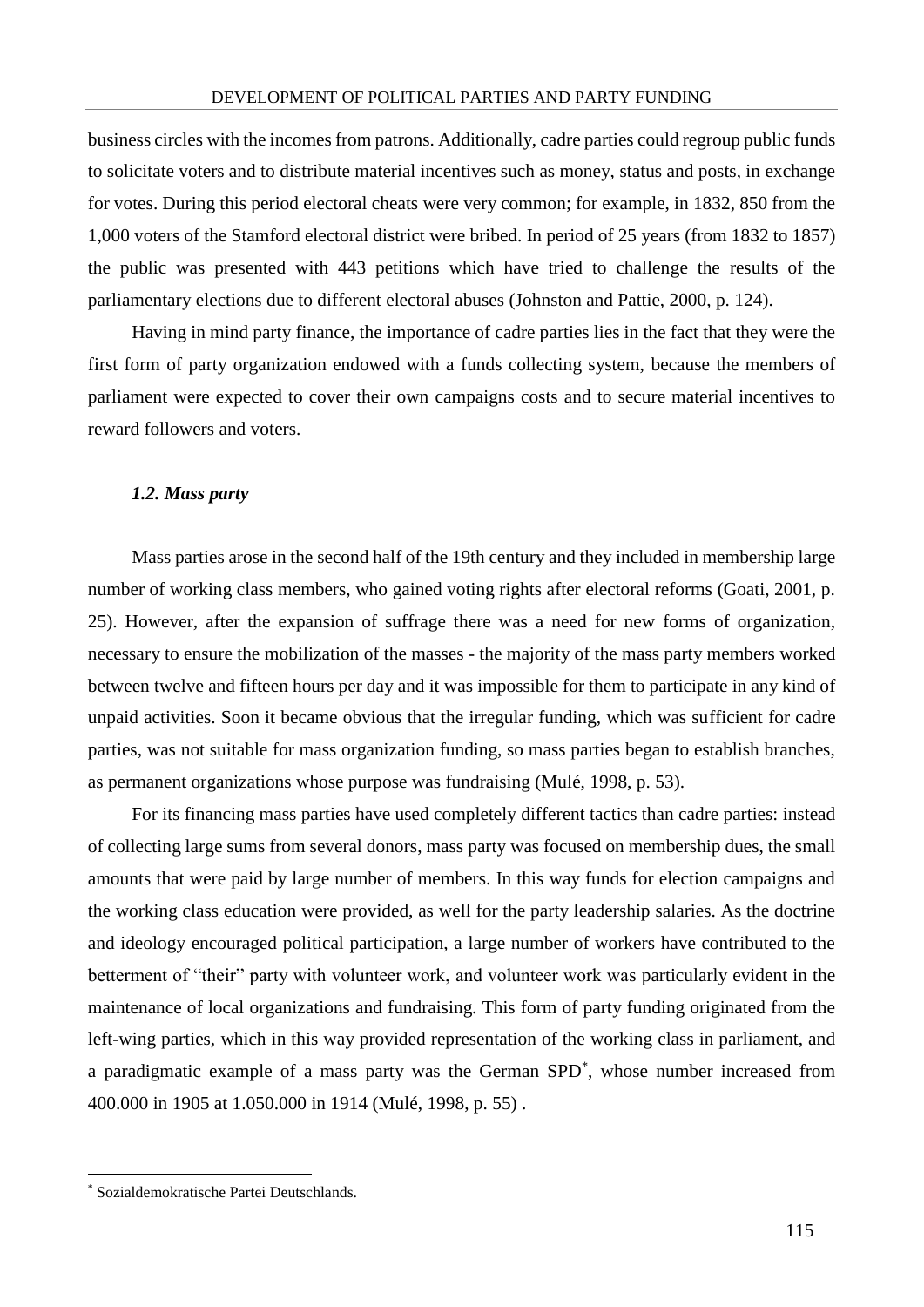business circles with the incomes from patrons. Additionally, cadre parties could regroup public funds to solicitate voters and to distribute material incentives such as money, status and posts, in exchange for votes. During this period electoral cheats were very common; for example, in 1832, 850 from the 1,000 voters of the Stamford electoral district were bribed. In period of 25 years (from 1832 to 1857) the public was presented with 443 petitions which have tried to challenge the results of the parliamentary elections due to different electoral abuses (Johnston and Pattie, 2000, p. 124).

Having in mind party finance, the importance of cadre parties lies in the fact that they were the first form of party organization endowed with a funds collecting system, because the members of parliament were expected to cover their own campaigns costs and to secure material incentives to reward followers and voters.

### *1.2. Mass party*

Mass parties arose in the second half of the 19th century and they included in membership large number of working class members, who gained voting rights after electoral reforms (Goati, 2001, p. 25). However, after the expansion of suffrage there was a need for new forms of organization, necessary to ensure the mobilization of the masses - the majority of the mass party members worked between twelve and fifteen hours per day and it was impossible for them to participate in any kind of unpaid activities. Soon it became obvious that the irregular funding, which was sufficient for cadre parties, was not suitable for mass organization funding, so mass parties began to establish branches, as permanent organizations whose purpose was fundraising (Mulé, 1998, p. 53).

For its financing mass parties have used completely different tactics than cadre parties: instead of collecting large sums from several donors, mass party was focused on membership dues, the small amounts that were paid by large number of members. In this way funds for election campaigns and the working class education were provided, as well for the party leadership salaries. As the doctrine and ideology encouraged political participation, a large number of workers have contributed to the betterment of "their" party with volunteer work, and volunteer work was particularly evident in the maintenance of local organizations and fundraising. This form of party funding originated from the left-wing parties, which in this way provided representation of the working class in parliament, and a paradigmatic example of a mass party was the German SPD*, whose number increased from 400.000 in 1905 at 1.050.000 in 1914 (Mulé, 1998, p. 55) .

---

* Sozialdemokratische Partei Deutschlands.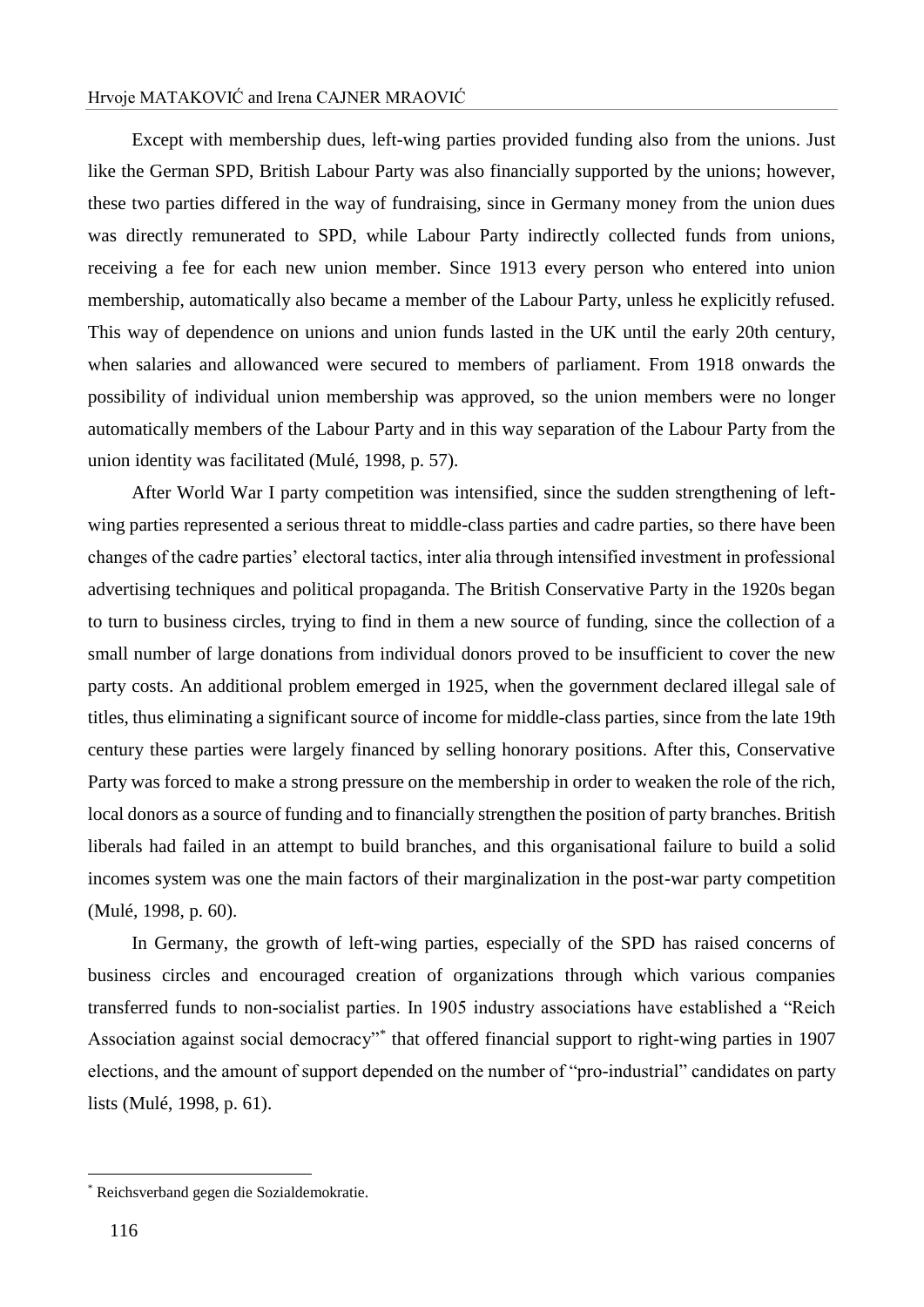Except with membership dues, left-wing parties provided funding also from the unions. Just like the German SPD, British Labour Party was also financially supported by the unions; however, these two parties differed in the way of fundraising, since in Germany money from the union dues was directly remunerated to SPD, while Labour Party indirectly collected funds from unions, receiving a fee for each new union member. Since 1913 every person who entered into union membership, automatically also became a member of the Labour Party, unless he explicitly refused. This way of dependence on unions and union funds lasted in the UK until the early 20th century, when salaries and allowanced were secured to members of parliament. From 1918 onwards the possibility of individual union membership was approved, so the union members were no longer automatically members of the Labour Party and in this way separation of the Labour Party from the union identity was facilitated (Mulé, 1998, p. 57).

After World War I party competition was intensified, since the sudden strengthening of left-wing parties represented a serious threat to middle-class parties and cadre parties, so there have been changes of the cadre parties' electoral tactics, inter alia through intensified investment in professional advertising techniques and political propaganda. The British Conservative Party in the 1920s began to turn to business circles, trying to find in them a new source of funding, since the collection of a small number of large donations from individual donors proved to be insufficient to cover the new party costs. An additional problem emerged in 1925, when the government declared illegal sale of titles, thus eliminating a significant source of income for middle-class parties, since from the late 19th century these parties were largely financed by selling honorary positions. After this, Conservative Party was forced to make a strong pressure on the membership in order to weaken the role of the rich, local donors as a source of funding and to financially strengthen the position of party branches. British liberals had failed in an attempt to build branches, and this organisational failure to build a solid incomes system was one the main factors of their marginalization in the post-war party competition (Mulé, 1998, p. 60).

In Germany, the growth of left-wing parties, especially of the SPD has raised concerns of business circles and encouraged creation of organizations through which various companies transferred funds to non-socialist parties. In 1905 industry associations have established a "Reich Association against social democracy"[*] that offered financial support to right-wing parties in 1907 elections, and the amount of support depended on the number of "pro-industrial" candidates on party lists (Mulé, 1998, p. 61).

---

[*] Reichsverband gegen die Sozialdemokratie.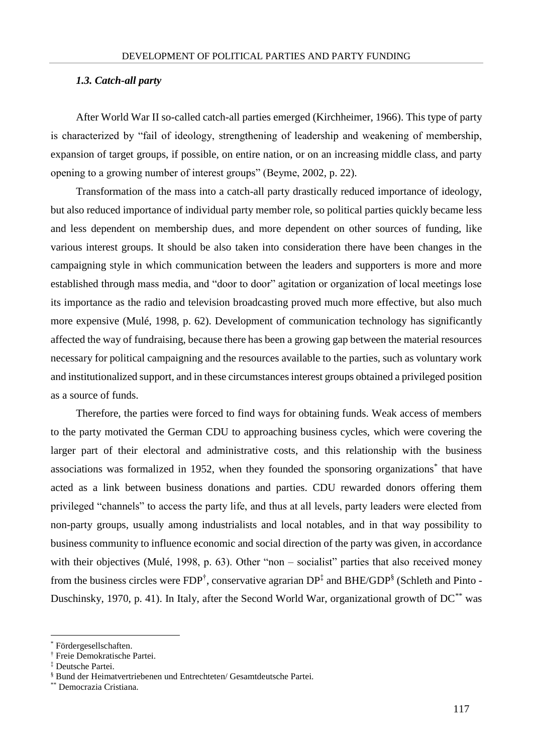### *1.3. Catch-all party*

After World War II so-called catch-all parties emerged (Kirchheimer, 1966). This type of party is characterized by "fail of ideology, strengthening of leadership and weakening of membership, expansion of target groups, if possible, on entire nation, or on an increasing middle class, and party opening to a growing number of interest groups" (Beyme, 2002, p. 22).

Transformation of the mass into a catch-all party drastically reduced importance of ideology, but also reduced importance of individual party member role, so political parties quickly became less and less dependent on membership dues, and more dependent on other sources of funding, like various interest groups. It should be also taken into consideration there have been changes in the campaigning style in which communication between the leaders and supporters is more and more established through mass media, and "door to door" agitation or organization of local meetings lose its importance as the radio and television broadcasting proved much more effective, but also much more expensive (Mulé, 1998, p. 62). Development of communication technology has significantly affected the way of fundraising, because there has been a growing gap between the material resources necessary for political campaigning and the resources available to the parties, such as voluntary work and institutionalized support, and in these circumstances interest groups obtained a privileged position as a source of funds.

Therefore, the parties were forced to find ways for obtaining funds. Weak access of members to the party motivated the German CDU to approaching business cycles, which were covering the larger part of their electoral and administrative costs, and this relationship with the business associations was formalized in 1952, when they founded the sponsoring organizations[*] that have acted as a link between business donations and parties. CDU rewarded donors offering them privileged "channels" to access the party life, and thus at all levels, party leaders were elected from non-party groups, usually among industrialists and local notables, and in that way possibility to business community to influence economic and social direction of the party was given, in accordance with their objectives (Mulé, 1998, p. 63). Other "non – socialist" parties that also received money from the business circles were FDP[†], conservative agrarian DP[‡] and BHE/GDP[§] (Schleth and Pinto - Duschinsky, 1970, p. 41). In Italy, after the Second World War, organizational growth of DC[**] was

---

[*] Fördergesellschaften.

[†] Freie Demokratische Partei.

[‡] Deutsche Partei.

[§] Bund der Heimatvertriebenen und Entrechteten/ Gesamtdeutsche Partei.

[**] Democrazia Cristiana.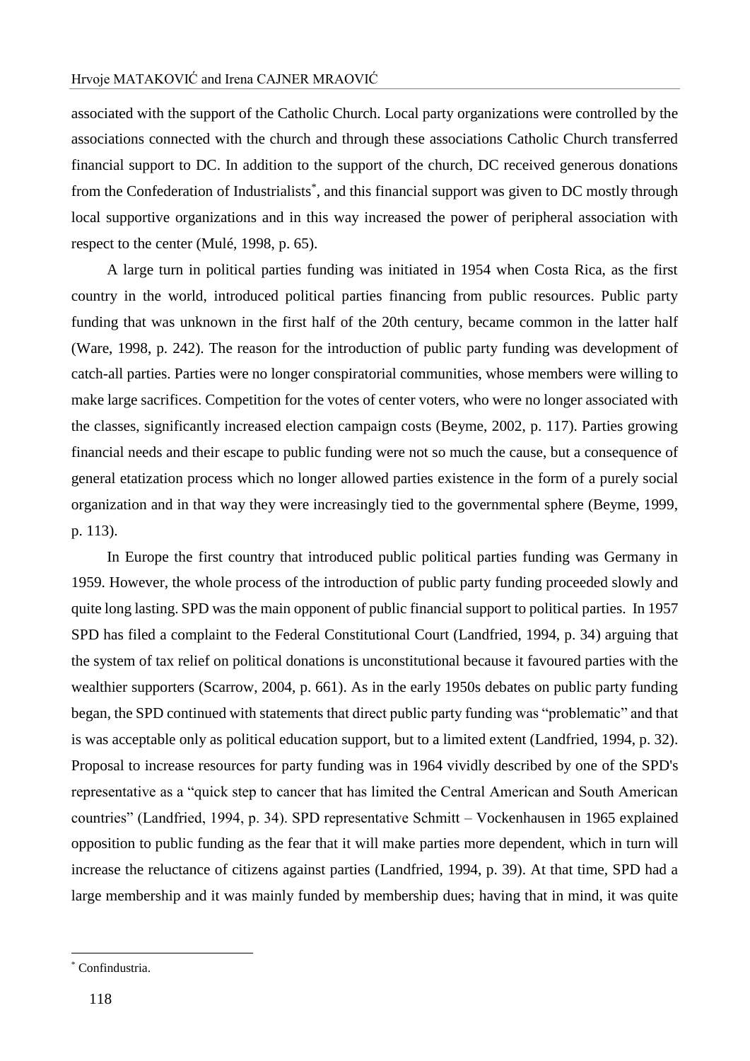associated with the support of the Catholic Church. Local party organizations were controlled by the associations connected with the church and through these associations Catholic Church transferred financial support to DC. In addition to the support of the church, DC received generous donations from the Confederation of Industrialists*, and this financial support was given to DC mostly through local supportive organizations and in this way increased the power of peripheral association with respect to the center (Mulé, 1998, p. 65).

A large turn in political parties funding was initiated in 1954 when Costa Rica, as the first country in the world, introduced political parties financing from public resources. Public party funding that was unknown in the first half of the 20th century, became common in the latter half (Ware, 1998, p. 242). The reason for the introduction of public party funding was development of catch-all parties. Parties were no longer conspiratorial communities, whose members were willing to make large sacrifices. Competition for the votes of center voters, who were no longer associated with the classes, significantly increased election campaign costs (Beyme, 2002, p. 117). Parties growing financial needs and their escape to public funding were not so much the cause, but a consequence of general etatization process which no longer allowed parties existence in the form of a purely social organization and in that way they were increasingly tied to the governmental sphere (Beyme, 1999, p. 113).

In Europe the first country that introduced public political parties funding was Germany in 1959. However, the whole process of the introduction of public party funding proceeded slowly and quite long lasting. SPD was the main opponent of public financial support to political parties. In 1957 SPD has filed a complaint to the Federal Constitutional Court (Landfried, 1994, p. 34) arguing that the system of tax relief on political donations is unconstitutional because it favoured parties with the wealthier supporters (Scarrow, 2004, p. 661). As in the early 1950s debates on public party funding began, the SPD continued with statements that direct public party funding was "problematic" and that is was acceptable only as political education support, but to a limited extent (Landfried, 1994, p. 32). Proposal to increase resources for party funding was in 1964 vividly described by one of the SPD's representative as a "quick step to cancer that has limited the Central American and South American countries" (Landfried, 1994, p. 34). SPD representative Schmitt – Vockenhausen in 1965 explained opposition to public funding as the fear that it will make parties more dependent, which in turn will increase the reluctance of citizens against parties (Landfried, 1994, p. 39). At that time, SPD had a large membership and it was mainly funded by membership dues; having that in mind, it was quite

* Confindustria.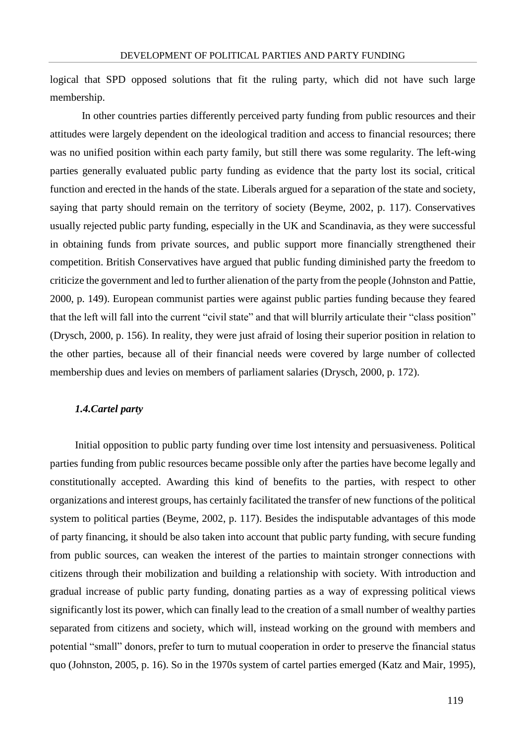logical that SPD opposed solutions that fit the ruling party, which did not have such large membership.

In other countries parties differently perceived party funding from public resources and their attitudes were largely dependent on the ideological tradition and access to financial resources; there was no unified position within each party family, but still there was some regularity. The left-wing parties generally evaluated public party funding as evidence that the party lost its social, critical function and erected in the hands of the state. Liberals argued for a separation of the state and society, saying that party should remain on the territory of society (Beyme, 2002, p. 117). Conservatives usually rejected public party funding, especially in the UK and Scandinavia, as they were successful in obtaining funds from private sources, and public support more financially strengthened their competition. British Conservatives have argued that public funding diminished party the freedom to criticize the government and led to further alienation of the party from the people (Johnston and Pattie, 2000, p. 149). European communist parties were against public parties funding because they feared that the left will fall into the current "civil state" and that will blurrily articulate their "class position" (Drysch, 2000, p. 156). In reality, they were just afraid of losing their superior position in relation to the other parties, because all of their financial needs were covered by large number of collected membership dues and levies on members of parliament salaries (Drysch, 2000, p. 172).

### *1.4.Cartel party*

Initial opposition to public party funding over time lost intensity and persuasiveness. Political parties funding from public resources became possible only after the parties have become legally and constitutionally accepted. Awarding this kind of benefits to the parties, with respect to other organizations and interest groups, has certainly facilitated the transfer of new functions of the political system to political parties (Beyme, 2002, p. 117). Besides the indisputable advantages of this mode of party financing, it should be also taken into account that public party funding, with secure funding from public sources, can weaken the interest of the parties to maintain stronger connections with citizens through their mobilization and building a relationship with society. With introduction and gradual increase of public party funding, donating parties as a way of expressing political views significantly lost its power, which can finally lead to the creation of a small number of wealthy parties separated from citizens and society, which will, instead working on the ground with members and potential "small" donors, prefer to turn to mutual cooperation in order to preserve the financial status quo (Johnston, 2005, p. 16). So in the 1970s system of cartel parties emerged (Katz and Mair, 1995),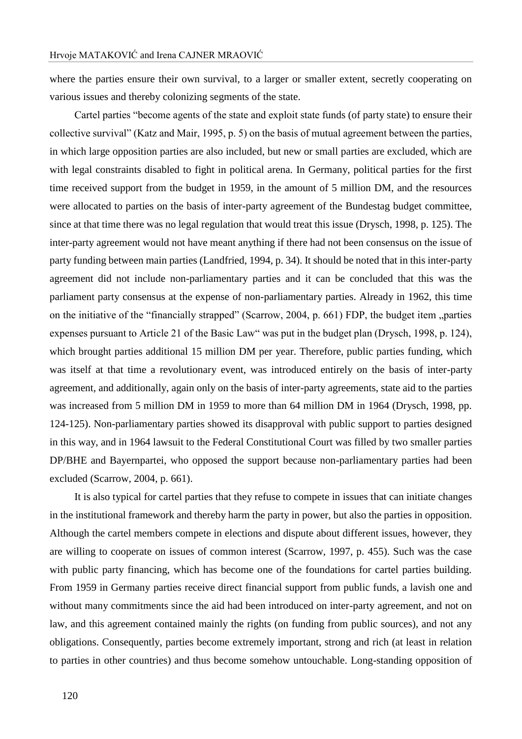where the parties ensure their own survival, to a larger or smaller extent, secretly cooperating on various issues and thereby colonizing segments of the state.

Cartel parties "become agents of the state and exploit state funds (of party state) to ensure their collective survival" (Katz and Mair, 1995, p. 5) on the basis of mutual agreement between the parties, in which large opposition parties are also included, but new or small parties are excluded, which are with legal constraints disabled to fight in political arena. In Germany, political parties for the first time received support from the budget in 1959, in the amount of 5 million DM, and the resources were allocated to parties on the basis of inter-party agreement of the Bundestag budget committee, since at that time there was no legal regulation that would treat this issue (Drysch, 1998, p. 125). The inter-party agreement would not have meant anything if there had not been consensus on the issue of party funding between main parties (Landfried, 1994, p. 34). It should be noted that in this inter-party agreement did not include non-parliamentary parties and it can be concluded that this was the parliament party consensus at the expense of non-parliamentary parties. Already in 1962, this time on the initiative of the "financially strapped" (Scarrow, 2004, p. 661) FDP, the budget item „parties expenses pursuant to Article 21 of the Basic Law" was put in the budget plan (Drysch, 1998, p. 124), which brought parties additional 15 million DM per year. Therefore, public parties funding, which was itself at that time a revolutionary event, was introduced entirely on the basis of inter-party agreement, and additionally, again only on the basis of inter-party agreements, state aid to the parties was increased from 5 million DM in 1959 to more than 64 million DM in 1964 (Drysch, 1998, pp. 124-125). Non-parliamentary parties showed its disapproval with public support to parties designed in this way, and in 1964 lawsuit to the Federal Constitutional Court was filled by two smaller parties DP/BHE and Bayernpartei, who opposed the support because non-parliamentary parties had been excluded (Scarrow, 2004, p. 661).

It is also typical for cartel parties that they refuse to compete in issues that can initiate changes in the institutional framework and thereby harm the party in power, but also the parties in opposition. Although the cartel members compete in elections and dispute about different issues, however, they are willing to cooperate on issues of common interest (Scarrow, 1997, p. 455). Such was the case with public party financing, which has become one of the foundations for cartel parties building. From 1959 in Germany parties receive direct financial support from public funds, a lavish one and without many commitments since the aid had been introduced on inter-party agreement, and not on law, and this agreement contained mainly the rights (on funding from public sources), and not any obligations. Consequently, parties become extremely important, strong and rich (at least in relation to parties in other countries) and thus become somehow untouchable. Long-standing opposition of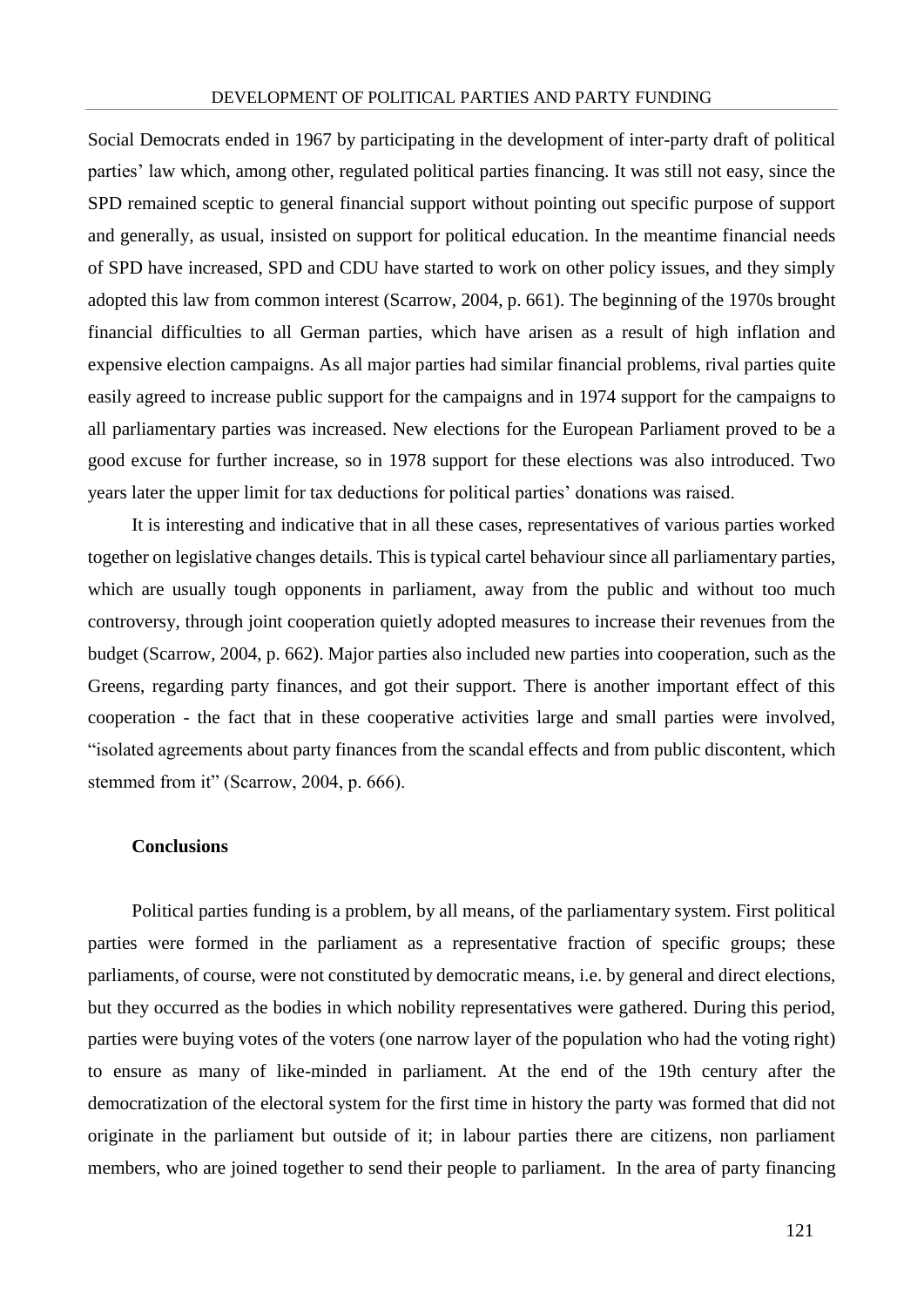Social Democrats ended in 1967 by participating in the development of inter-party draft of political parties' law which, among other, regulated political parties financing. It was still not easy, since the SPD remained sceptic to general financial support without pointing out specific purpose of support and generally, as usual, insisted on support for political education. In the meantime financial needs of SPD have increased, SPD and CDU have started to work on other policy issues, and they simply adopted this law from common interest (Scarrow, 2004, p. 661). The beginning of the 1970s brought financial difficulties to all German parties, which have arisen as a result of high inflation and expensive election campaigns. As all major parties had similar financial problems, rival parties quite easily agreed to increase public support for the campaigns and in 1974 support for the campaigns to all parliamentary parties was increased. New elections for the European Parliament proved to be a good excuse for further increase, so in 1978 support for these elections was also introduced. Two years later the upper limit for tax deductions for political parties' donations was raised.

It is interesting and indicative that in all these cases, representatives of various parties worked together on legislative changes details. This is typical cartel behaviour since all parliamentary parties, which are usually tough opponents in parliament, away from the public and without too much controversy, through joint cooperation quietly adopted measures to increase their revenues from the budget (Scarrow, 2004, p. 662). Major parties also included new parties into cooperation, such as the Greens, regarding party finances, and got their support. There is another important effect of this cooperation - the fact that in these cooperative activities large and small parties were involved, "isolated agreements about party finances from the scandal effects and from public discontent, which stemmed from it" (Scarrow, 2004, p. 666).

**Conclusions**

Political parties funding is a problem, by all means, of the parliamentary system. First political parties were formed in the parliament as a representative fraction of specific groups; these parliaments, of course, were not constituted by democratic means, i.e. by general and direct elections, but they occurred as the bodies in which nobility representatives were gathered. During this period, parties were buying votes of the voters (one narrow layer of the population who had the voting right) to ensure as many of like-minded in parliament. At the end of the 19th century after the democratization of the electoral system for the first time in history the party was formed that did not originate in the parliament but outside of it; in labour parties there are citizens, non parliament members, who are joined together to send their people to parliament. In the area of party financing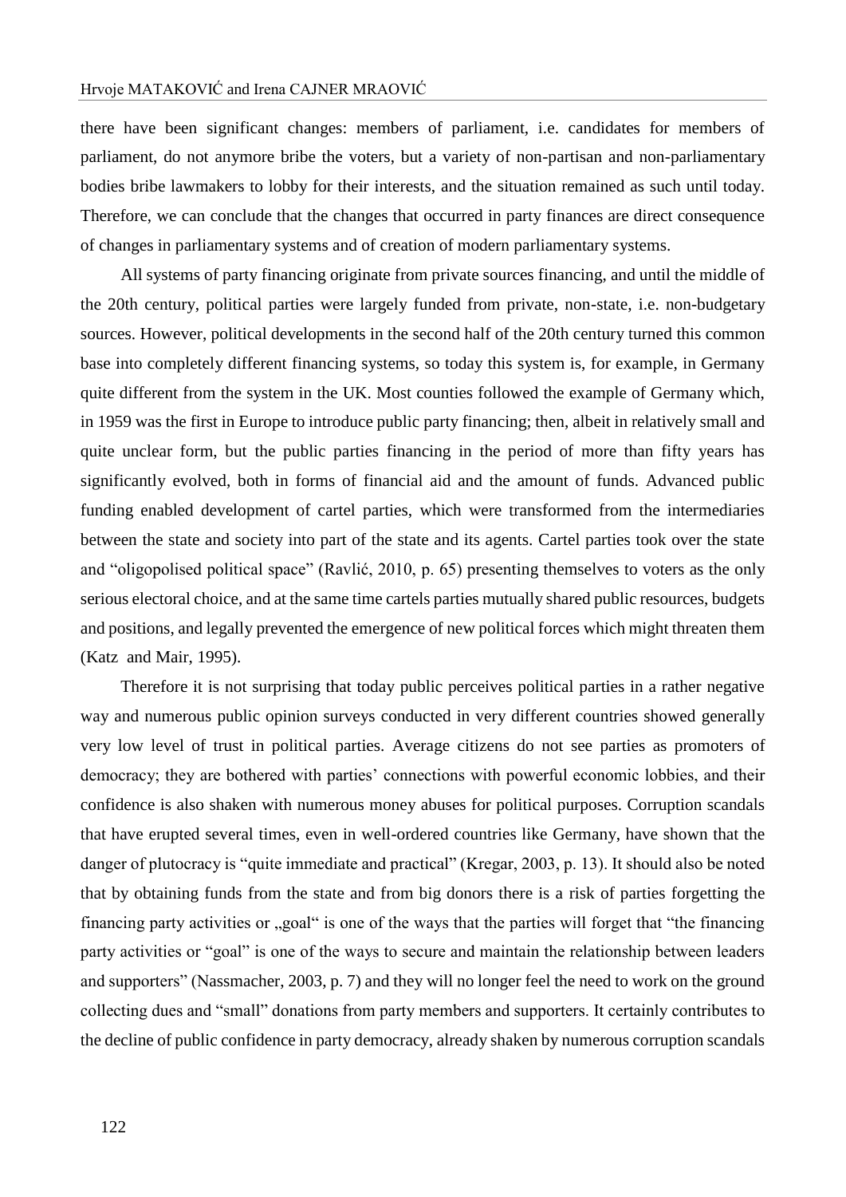there have been significant changes: members of parliament, i.e. candidates for members of parliament, do not anymore bribe the voters, but a variety of non-partisan and non-parliamentary bodies bribe lawmakers to lobby for their interests, and the situation remained as such until today. Therefore, we can conclude that the changes that occurred in party finances are direct consequence of changes in parliamentary systems and of creation of modern parliamentary systems.

All systems of party financing originate from private sources financing, and until the middle of the 20th century, political parties were largely funded from private, non-state, i.e. non-budgetary sources. However, political developments in the second half of the 20th century turned this common base into completely different financing systems, so today this system is, for example, in Germany quite different from the system in the UK. Most counties followed the example of Germany which, in 1959 was the first in Europe to introduce public party financing; then, albeit in relatively small and quite unclear form, but the public parties financing in the period of more than fifty years has significantly evolved, both in forms of financial aid and the amount of funds. Advanced public funding enabled development of cartel parties, which were transformed from the intermediaries between the state and society into part of the state and its agents. Cartel parties took over the state and "oligopolised political space" (Ravlić, 2010, p. 65) presenting themselves to voters as the only serious electoral choice, and at the same time cartels parties mutually shared public resources, budgets and positions, and legally prevented the emergence of new political forces which might threaten them (Katz and Mair, 1995).

Therefore it is not surprising that today public perceives political parties in a rather negative way and numerous public opinion surveys conducted in very different countries showed generally very low level of trust in political parties. Average citizens do not see parties as promoters of democracy; they are bothered with parties' connections with powerful economic lobbies, and their confidence is also shaken with numerous money abuses for political purposes. Corruption scandals that have erupted several times, even in well-ordered countries like Germany, have shown that the danger of plutocracy is "quite immediate and practical" (Kregar, 2003, p. 13). It should also be noted that by obtaining funds from the state and from big donors there is a risk of parties forgetting the financing party activities or „goal" is one of the ways that the parties will forget that "the financing party activities or "goal" is one of the ways to secure and maintain the relationship between leaders and supporters" (Nassmacher, 2003, p. 7) and they will no longer feel the need to work on the ground collecting dues and "small" donations from party members and supporters. It certainly contributes to the decline of public confidence in party democracy, already shaken by numerous corruption scandals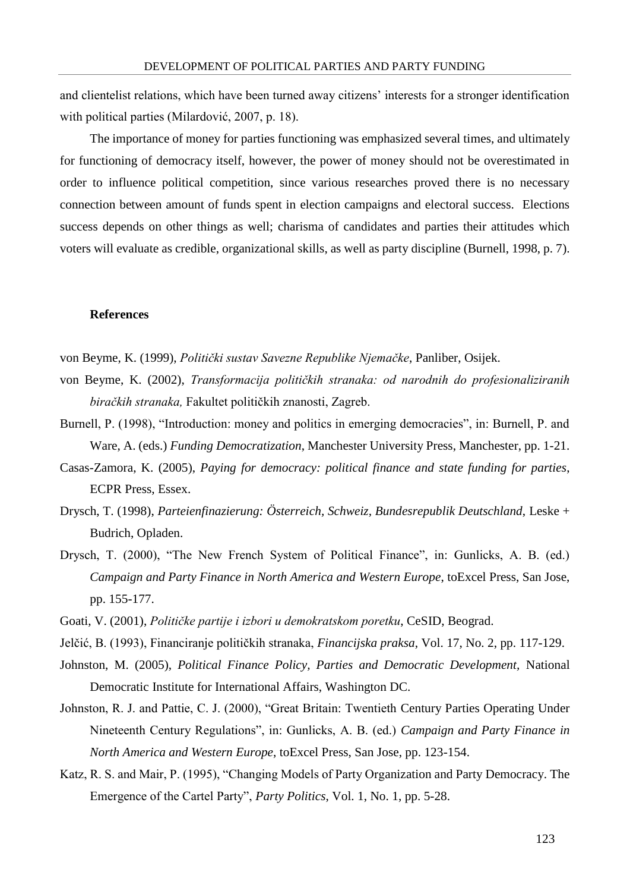and clientelist relations, which have been turned away citizens' interests for a stronger identification with political parties (Milardović, 2007, p. 18).

The importance of money for parties functioning was emphasized several times, and ultimately for functioning of democracy itself, however, the power of money should not be overestimated in order to influence political competition, since various researches proved there is no necessary connection between amount of funds spent in election campaigns and electoral success. Elections success depends on other things as well; charisma of candidates and parties their attitudes which voters will evaluate as credible, organizational skills, as well as party discipline (Burnell, 1998, p. 7).

## References

von Beyme, K. (1999), *Politički sustav Savezne Republike Njemačke*, Panliber, Osijek.

von Beyme, K. (2002), *Transformacija političkih stranaka: od narodnih do profesionaliziranih biračkih stranaka,* Fakultet političkih znanosti, Zagreb.

Burnell, P. (1998), "Introduction: money and politics in emerging democracies", in: Burnell, P. and Ware, A. (eds.) *Funding Democratization*, Manchester University Press, Manchester, pp. 1-21.

Casas-Zamora, K. (2005), *Paying for democracy: political finance and state funding for parties*, ECPR Press, Essex.

Drysch, T. (1998), *Parteienfinazierung: Österreich, Schweiz, Bundesrepublik Deutschland*, Leske + Budrich, Opladen.

Drysch, T. (2000), "The New French System of Political Finance", in: Gunlicks, A. B. (ed.) *Campaign and Party Finance in North America and Western Europe*, toExcel Press, San Jose, pp. 155-177.

Goati, V. (2001), *Političke partije i izbori u demokratskom poretku*, CeSID, Beograd.

Jelčić, B. (1993), Financiranje političkih stranaka, *Financijska praksa*, Vol. 17, No. 2, pp. 117-129.

Johnston, M. (2005), *Political Finance Policy, Parties and Democratic Development,* National Democratic Institute for International Affairs, Washington DC.

Johnston, R. J. and Pattie, C. J. (2000), "Great Britain: Twentieth Century Parties Operating Under Nineteenth Century Regulations", in: Gunlicks, A. B. (ed.) *Campaign and Party Finance in North America and Western Europe*, toExcel Press, San Jose, pp. 123-154.

Katz, R. S. and Mair, P. (1995), "Changing Models of Party Organization and Party Democracy. The Emergence of the Cartel Party", *Party Politics*, Vol. 1, No. 1, pp. 5-28.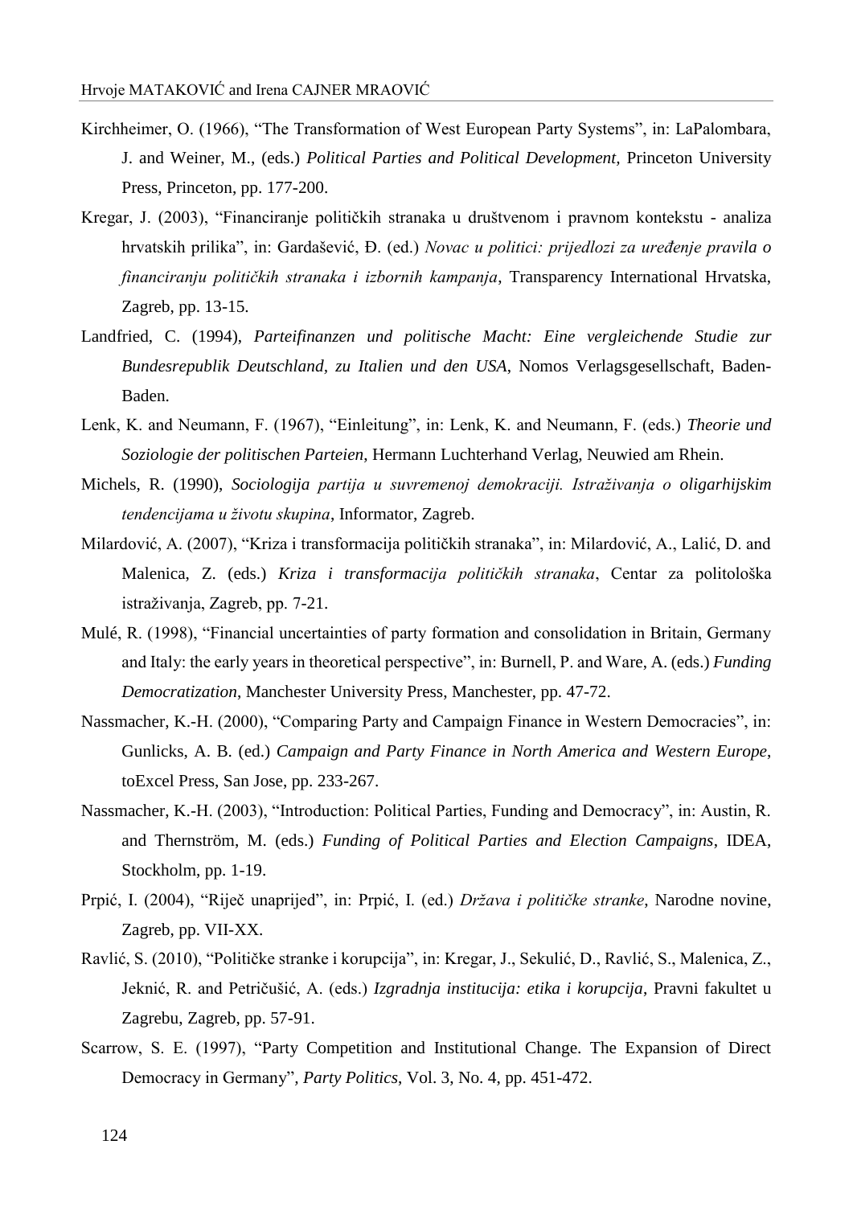Kirchheimer, O. (1966), "The Transformation of West European Party Systems", in: LaPalombara, J. and Weiner, M., (eds.) *Political Parties and Political Development*, Princeton University Press, Princeton, pp. 177-200.

Kregar, J. (2003), "Financiranje političkih stranaka u društvenom i pravnom kontekstu - analiza hrvatskih prilika", in: Gardašević, Đ. (ed.) *Novac u politici: prijedlozi za uređenje pravila o financiranju političkih stranaka i izbornih kampanja*, Transparency International Hrvatska, Zagreb, pp. 13-15.

Landfried, C. (1994), *Parteifinanzen und politische Macht: Eine vergleichende Studie zur Bundesrepublik Deutschland, zu Italien und den USA*, Nomos Verlagsgesellschaft, Baden-Baden.

Lenk, K. and Neumann, F. (1967), "Einleitung", in: Lenk, K. and Neumann, F. (eds.) *Theorie und Soziologie der politischen Parteien*, Hermann Luchterhand Verlag, Neuwied am Rhein.

Michels, R. (1990), *Sociologija partija u suvremenoj demokraciji. Istraživanja o oligarhijskim tendencijama u životu skupina*, Informator, Zagreb.

Milardović, A. (2007), "Kriza i transformacija političkih stranaka", in: Milardović, A., Lalić, D. and Malenica, Z. (eds.) *Kriza i transformacija političkih stranaka*, Centar za politološka istraživanja, Zagreb, pp. 7-21.

Mulé, R. (1998), "Financial uncertainties of party formation and consolidation in Britain, Germany and Italy: the early years in theoretical perspective", in: Burnell, P. and Ware, A. (eds.) *Funding Democratization*, Manchester University Press, Manchester, pp. 47-72.

Nassmacher, K.-H. (2000), "Comparing Party and Campaign Finance in Western Democracies", in: Gunlicks, A. B. (ed.) *Campaign and Party Finance in North America and Western Europe*, toExcel Press, San Jose, pp. 233-267.

Nassmacher, K.-H. (2003), "Introduction: Political Parties, Funding and Democracy", in: Austin, R. and Thernström, M. (eds.) *Funding of Political Parties and Election Campaigns*, IDEA, Stockholm, pp. 1-19.

Prpić, I. (2004), "Riječ unaprijed", in: Prpić, I. (ed.) *Država i političke stranke*, Narodne novine, Zagreb, pp. VII-XX.

Ravlić, S. (2010), "Političke stranke i korupcija", in: Kregar, J., Sekulić, D., Ravlić, S., Malenica, Z., Jeknić, R. and Petričušić, A. (eds.) *Izgradnja institucija: etika i korupcija*, Pravni fakultet u Zagrebu, Zagreb, pp. 57-91.

Scarrow, S. E. (1997), "Party Competition and Institutional Change. The Expansion of Direct Democracy in Germany", *Party Politics*, Vol. 3, No. 4, pp. 451-472.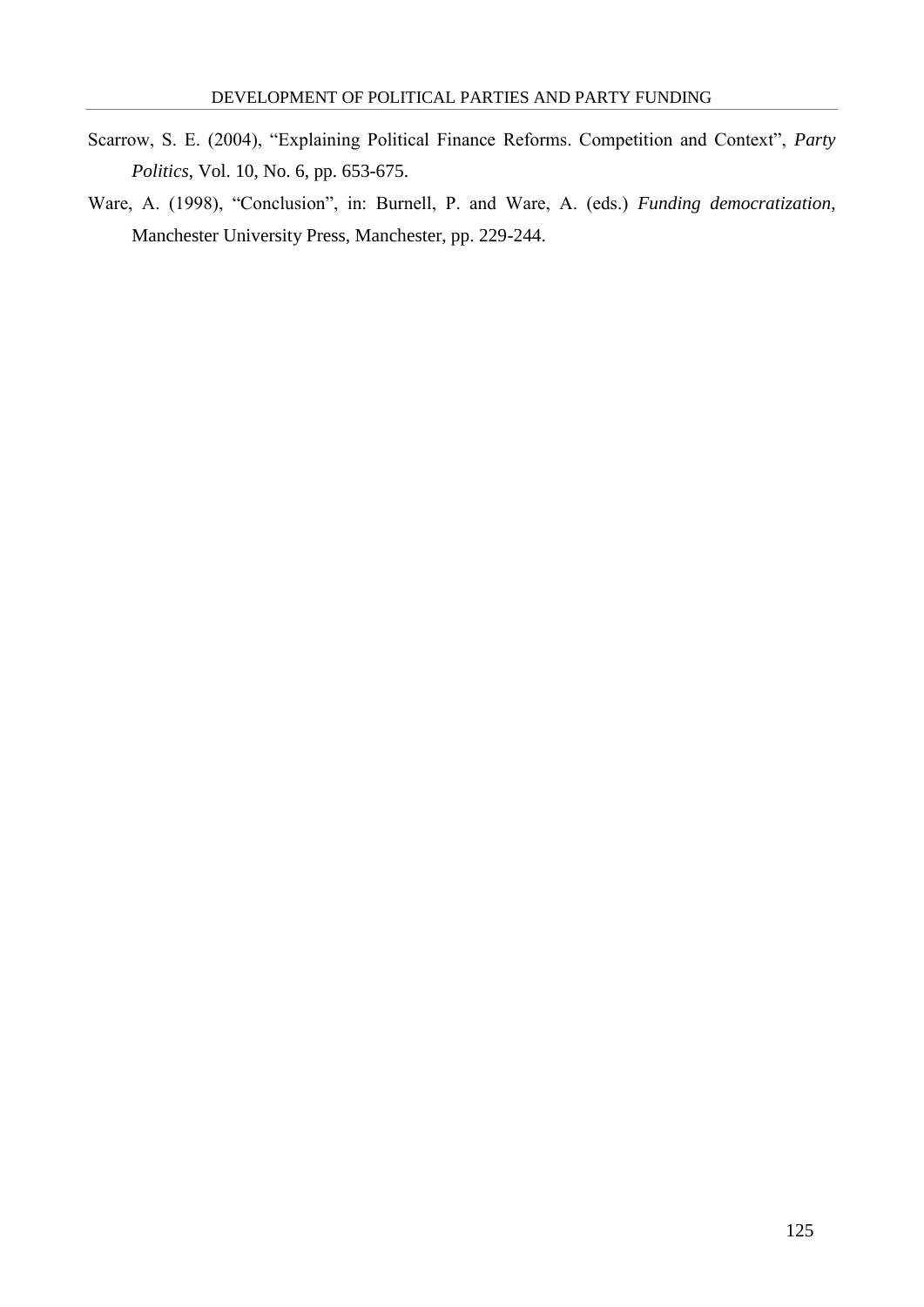Scarrow, S. E. (2004), "Explaining Political Finance Reforms. Competition and Context", *Party Politics*, Vol. 10, No. 6, pp. 653-675.

Ware, A. (1998), "Conclusion", in: Burnell, P. and Ware, A. (eds.) *Funding democratization*, Manchester University Press, Manchester, pp. 229-244.